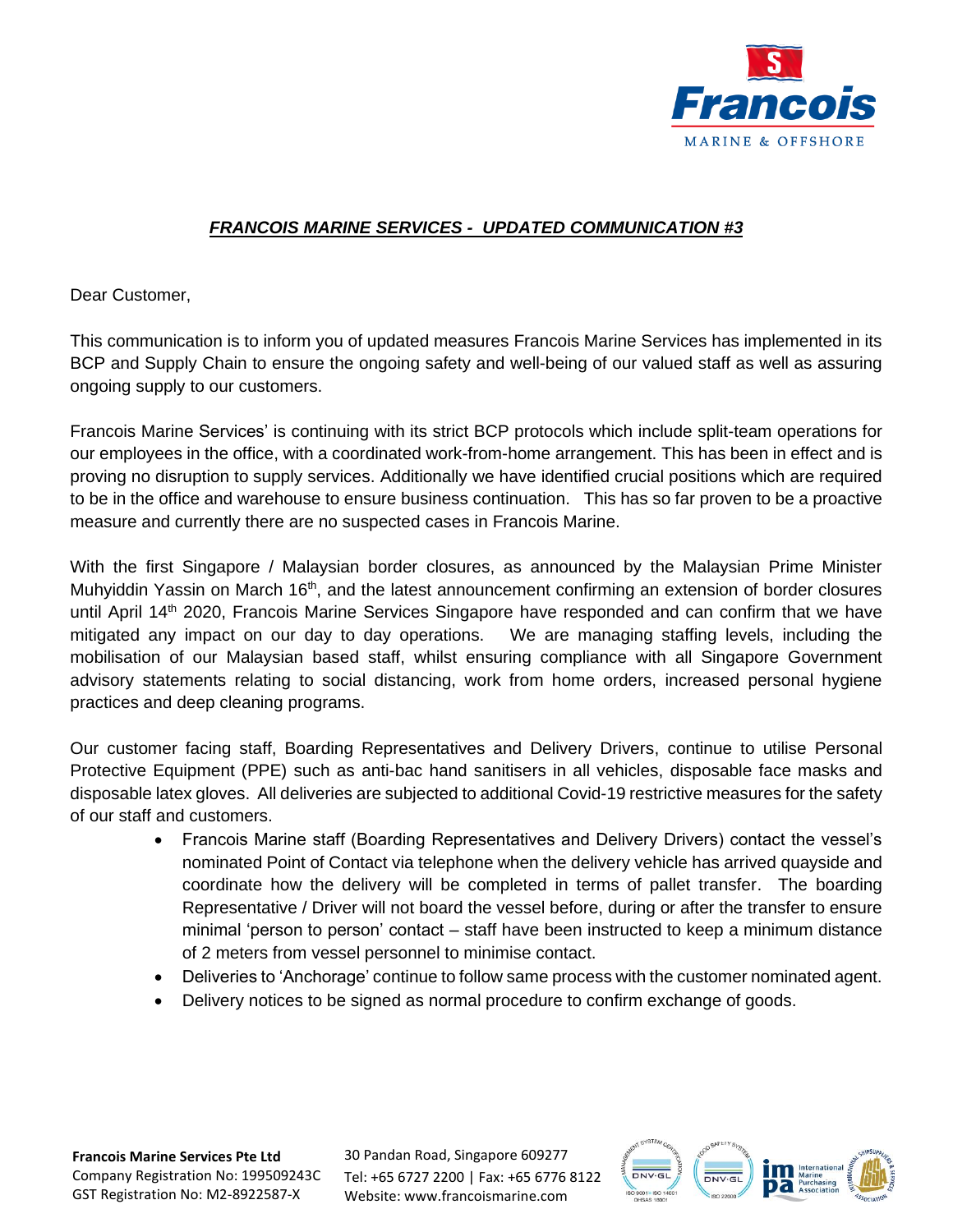***FRANCOIS MARINE SERVICES - UPDATED COMMUNICATION #3***

Dear Customer,

This communication is to inform you of updated measures Francois Marine Services has implemented in its BCP and Supply Chain to ensure the ongoing safety and well-being of our valued staff as well as assuring ongoing supply to our customers.

Francois Marine Services' is continuing with its strict BCP protocols which include split-team operations for our employees in the office, with a coordinated work-from-home arrangement. This has been in effect and is proving no disruption to supply services. Additionally we have identified crucial positions which are required to be in the office and warehouse to ensure business continuation. This has so far proven to be a proactive measure and currently there are no suspected cases in Francois Marine.

With the first Singapore / Malaysian border closures, as announced by the Malaysian Prime Minister Muhyiddin Yassin on March 16th, and the latest announcement confirming an extension of border closures until April 14th 2020, Francois Marine Services Singapore have responded and can confirm that we have mitigated any impact on our day to day operations. We are managing staffing levels, including the mobilisation of our Malaysian based staff, whilst ensuring compliance with all Singapore Government advisory statements relating to social distancing, work from home orders, increased personal hygiene practices and deep cleaning programs.

Our customer facing staff, Boarding Representatives and Delivery Drivers, continue to utilise Personal Protective Equipment (PPE) such as anti-bac hand sanitisers in all vehicles, disposable face masks and disposable latex gloves. All deliveries are subjected to additional Covid-19 restrictive measures for the safety of our staff and customers.

- Francois Marine staff (Boarding Representatives and Delivery Drivers) contact the vessel's nominated Point of Contact via telephone when the delivery vehicle has arrived quayside and coordinate how the delivery will be completed in terms of pallet transfer. The boarding Representative / Driver will not board the vessel before, during or after the transfer to ensure minimal 'person to person' contact – staff have been instructed to keep a minimum distance of 2 meters from vessel personnel to minimise contact.
- Deliveries to 'Anchorage' continue to follow same process with the customer nominated agent.
- Delivery notices to be signed as normal procedure to confirm exchange of goods.

**Francois Marine Services Pte Ltd**
Company Registration No: 199509243C
GST Registration No: M2-8922587-X

30 Pandan Road, Singapore 609277
Tel: +65 6727 2200 | Fax: +65 6776 8122
Website: www.francoismarine.com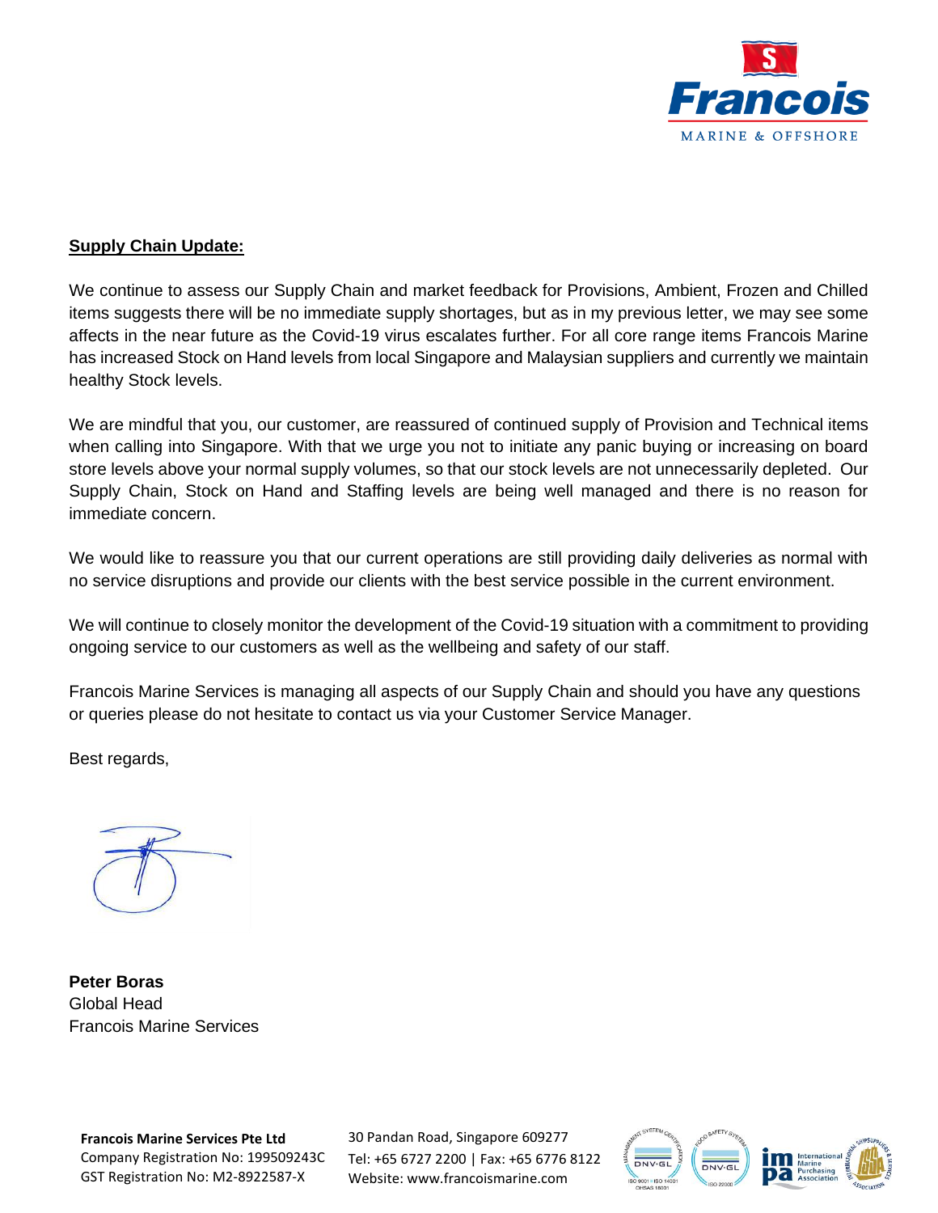**Supply Chain Update:**

We continue to assess our Supply Chain and market feedback for Provisions, Ambient, Frozen and Chilled items suggests there will be no immediate supply shortages, but as in my previous letter, we may see some affects in the near future as the Covid-19 virus escalates further. For all core range items Francois Marine has increased Stock on Hand levels from local Singapore and Malaysian suppliers and currently we maintain healthy Stock levels.

We are mindful that you, our customer, are reassured of continued supply of Provision and Technical items when calling into Singapore. With that we urge you not to initiate any panic buying or increasing on board store levels above your normal supply volumes, so that our stock levels are not unnecessarily depleted. Our Supply Chain, Stock on Hand and Staffing levels are being well managed and there is no reason for immediate concern.

We would like to reassure you that our current operations are still providing daily deliveries as normal with no service disruptions and provide our clients with the best service possible in the current environment.

We will continue to closely monitor the development of the Covid-19 situation with a commitment to providing ongoing service to our customers as well as the wellbeing and safety of our staff.

Francois Marine Services is managing all aspects of our Supply Chain and should you have any questions or queries please do not hesitate to contact us via your Customer Service Manager.

Best regards,

**Peter Boras**
Global Head
Francois Marine Services

**Francois Marine Services Pte Ltd**
Company Registration No: 199509243C
GST Registration No: M2-8922587-X

30 Pandan Road, Singapore 609277
Tel: +65 6727 2200 | Fax: +65 6776 8122
Website: www.francoismarine.com